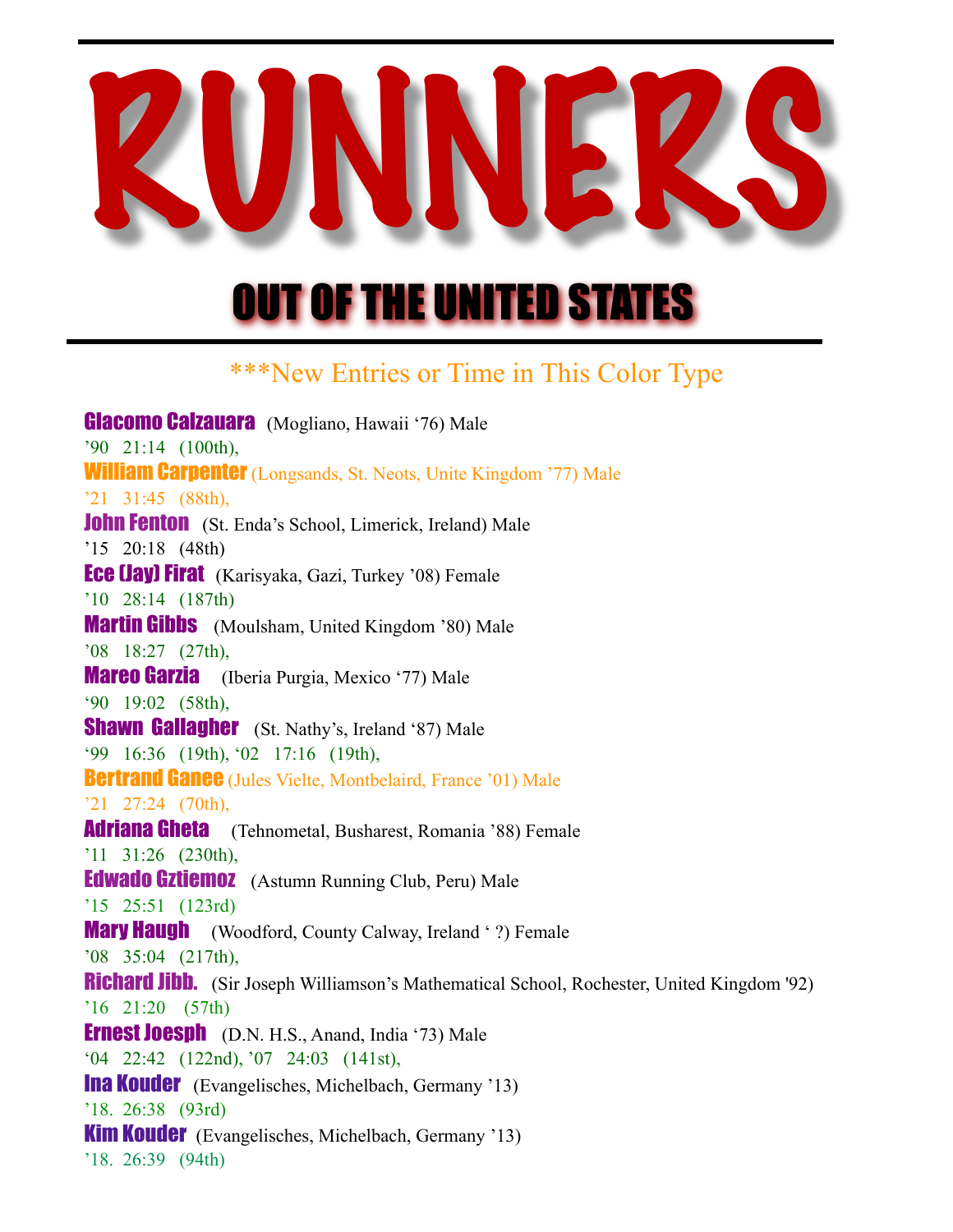# RUNNERS

## OUT OF THE UNITED STATES

***New Entries or Time in This Color Type

**Giacomo Calzauara** (Mogliano, Hawaii '76) Male
'90 21:14 (100th),

**William Carpenter** (Longsands, St. Neots, Unite Kingdom '77) Male
'21 31:45 (88th),

**John Fenton** (St. Enda's School, Limerick, Ireland) Male
'15 20:18 (48th)

**Ece (Jay) Firat** (Karisyaka, Gazi, Turkey '08) Female
'10 28:14 (187th)

**Martin Gibbs** (Moulsham, United Kingdom '80) Male
'08 18:27 (27th),

**Mareo Garzia** (Iberia Purgia, Mexico '77) Male
'90 19:02 (58th),

**Shawn Gallagher** (St. Nathy's, Ireland '87) Male
'99 16:36 (19th), '02 17:16 (19th),

**Bertrand Ganee** (Jules Vielte, Montbelaird, France '01) Male
'21 27:24 (70th),

**Adriana Gheta** (Tehnometal, Busharest, Romania '88) Female
'11 31:26 (230th),

**Edwado Gztiemoz** (Astumn Running Club, Peru) Male
'15 25:51 (123rd)

**Mary Haugh** (Woodford, County Calway, Ireland ' ?) Female
'08 35:04 (217th),

**Richard Jibb.** (Sir Joseph Williamson's Mathematical School, Rochester, United Kingdom '92)
'16 21:20 (57th)

**Ernest Joesph** (D.N. H.S., Anand, India '73) Male
'04 22:42 (122nd), '07 24:03 (141st),

**Ina Kouder** (Evangelisches, Michelbach, Germany '13)
'18. 26:38 (93rd)

**Kim Kouder** (Evangelisches, Michelbach, Germany '13)
'18. 26:39 (94th)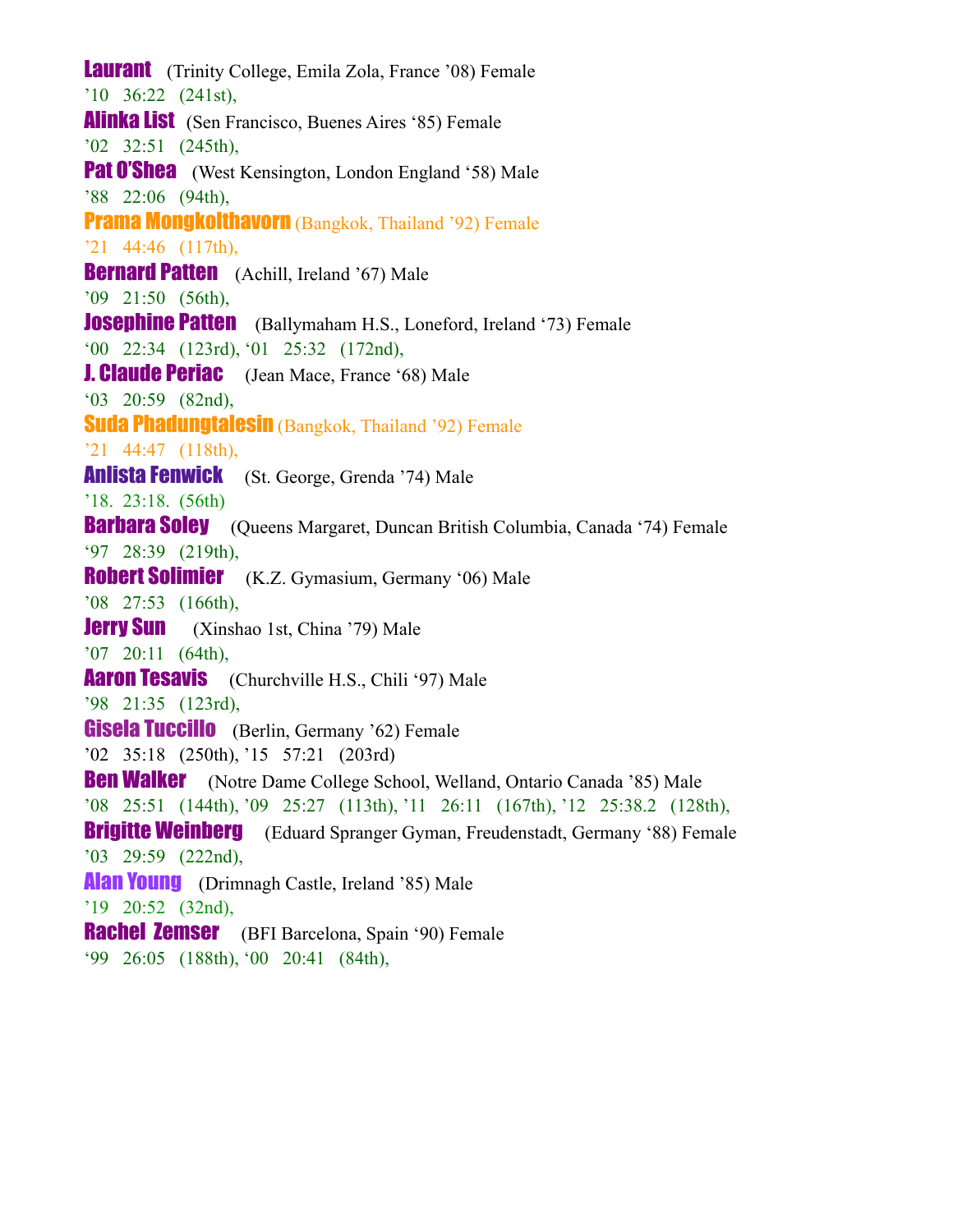**Laurant** (Trinity College, Emila Zola, France ’08) Female
’10 36:22 (241st),

**Alinka List** (Sen Francisco, Buenes Aires ‘85) Female
’02 32:51 (245th),

**Pat O’Shea** (West Kensington, London England ‘58) Male
’88 22:06 (94th),

**Prama Mongkolthavorn** (Bangkok, Thailand ’92) Female
’21 44:46 (117th),

**Bernard Patten** (Achill, Ireland ’67) Male
’09 21:50 (56th),

**Josephine Patten** (Ballymaham H.S., Loneford, Ireland ‘73) Female
‘00 22:34 (123rd), ‘01 25:32 (172nd),

**J. Claude Periac** (Jean Mace, France ‘68) Male
‘03 20:59 (82nd),

**Suda Phadungtalesin** (Bangkok, Thailand ’92) Female
’21 44:47 (118th),

**Anlista Fenwick** (St. George, Grenda ’74) Male
’18. 23:18. (56th)

**Barbara Soley** (Queens Margaret, Duncan British Columbia, Canada ‘74) Female
‘97 28:39 (219th),

**Robert Solimier** (K.Z. Gymasium, Germany ‘06) Male
’08 27:53 (166th),

**Jerry Sun** (Xinshao 1st, China ’79) Male
’07 20:11 (64th),

**Aaron Tesavis** (Churchville H.S., Chili ‘97) Male
’98 21:35 (123rd),

**Gisela Tuccillo** (Berlin, Germany ’62) Female
’02 35:18 (250th), ’15 57:21 (203rd)

**Ben Walker** (Notre Dame College School, Welland, Ontario Canada ’85) Male
’08 25:51 (144th), ’09 25:27 (113th), ’11 26:11 (167th), ’12 25:38.2 (128th),

**Brigitte Weinberg** (Eduard Spranger Gyman, Freudenstadt, Germany ‘88) Female
’03 29:59 (222nd),

**Alan Young** (Drimnagh Castle, Ireland ’85) Male
’19 20:52 (32nd),

**Rachel Zemser** (BFI Barcelona, Spain ‘90) Female
‘99 26:05 (188th), ‘00 20:41 (84th),